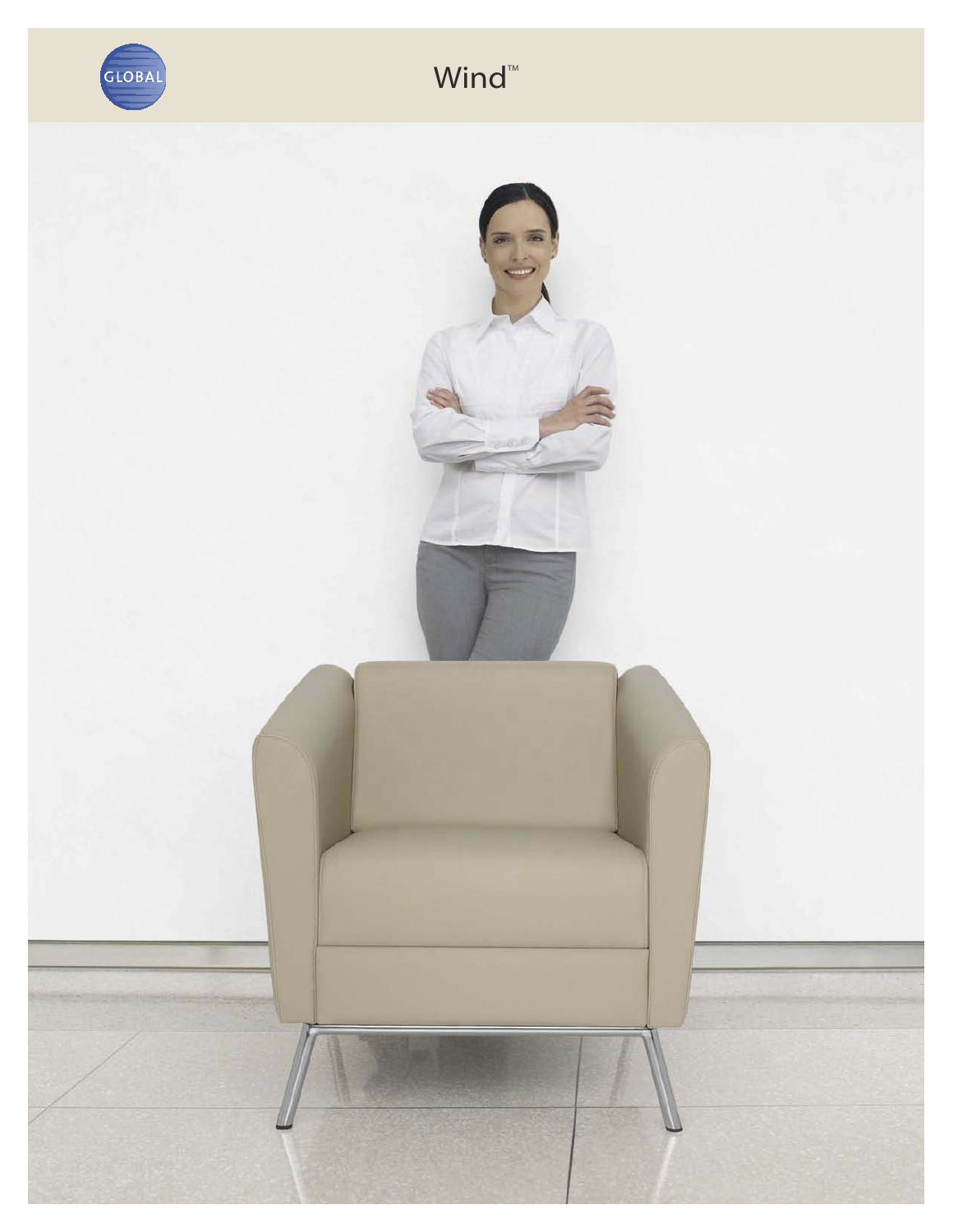# Wind™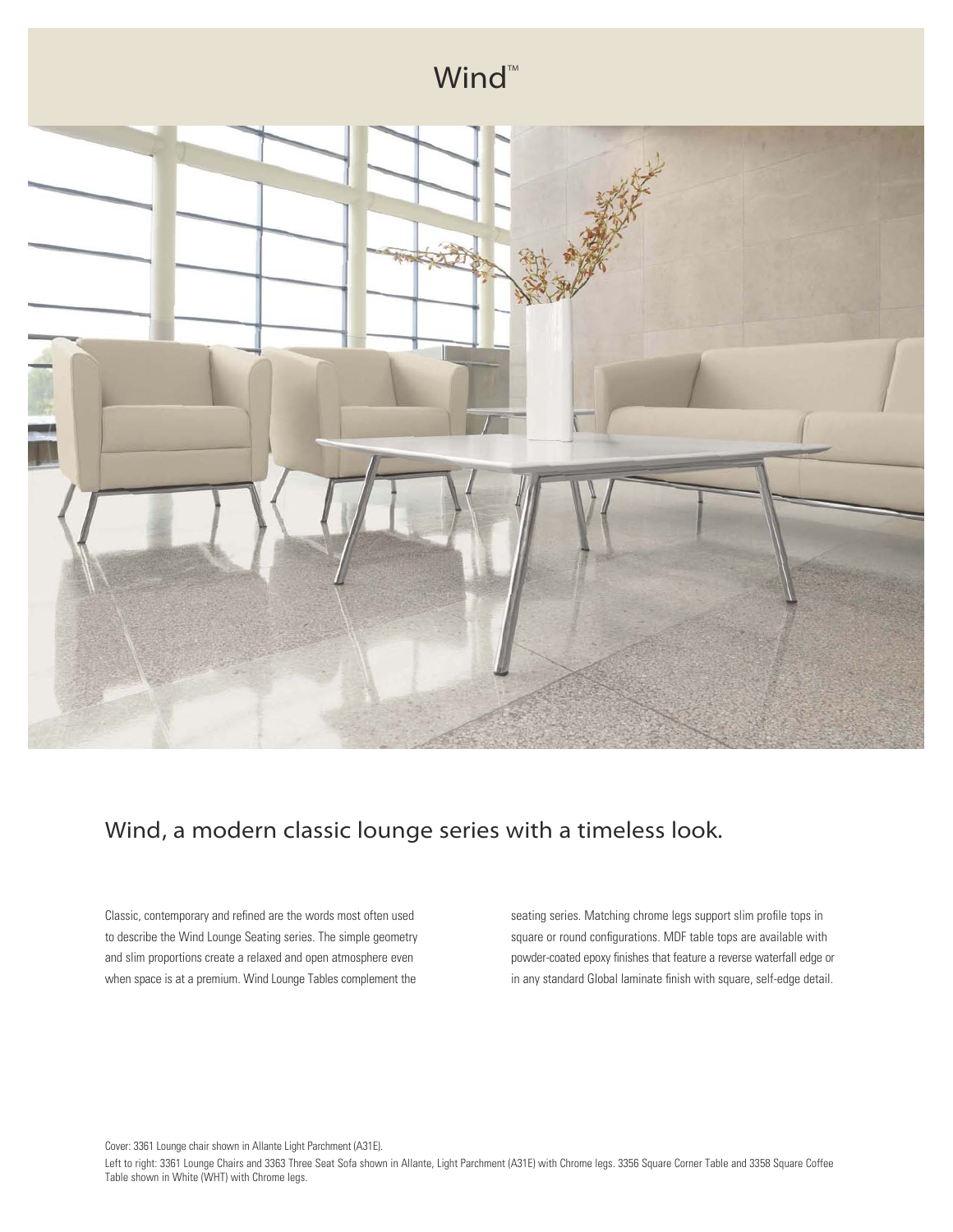# Wind™

## Wind, a modern classic lounge series with a timeless look.

Classic, contemporary and refined are the words most often used to describe the Wind Lounge Seating series. The simple geometry and slim proportions create a relaxed and open atmosphere even when space is at a premium. Wind Lounge Tables complement the seating series. Matching chrome legs support slim profile tops in square or round configurations. MDF table tops are available with powder-coated epoxy finishes that feature a reverse waterfall edge or in any standard Global laminate finish with square, self-edge detail.

Cover: 3361 Lounge chair shown in Allante Light Parchment (A31E).

Left to right: 3361 Lounge Chairs and 3363 Three Seat Sofa shown in Allante, Light Parchment (A31E) with Chrome legs. 3356 Square Corner Table and 3358 Square Coffee Table shown in White (WHT) with Chrome legs.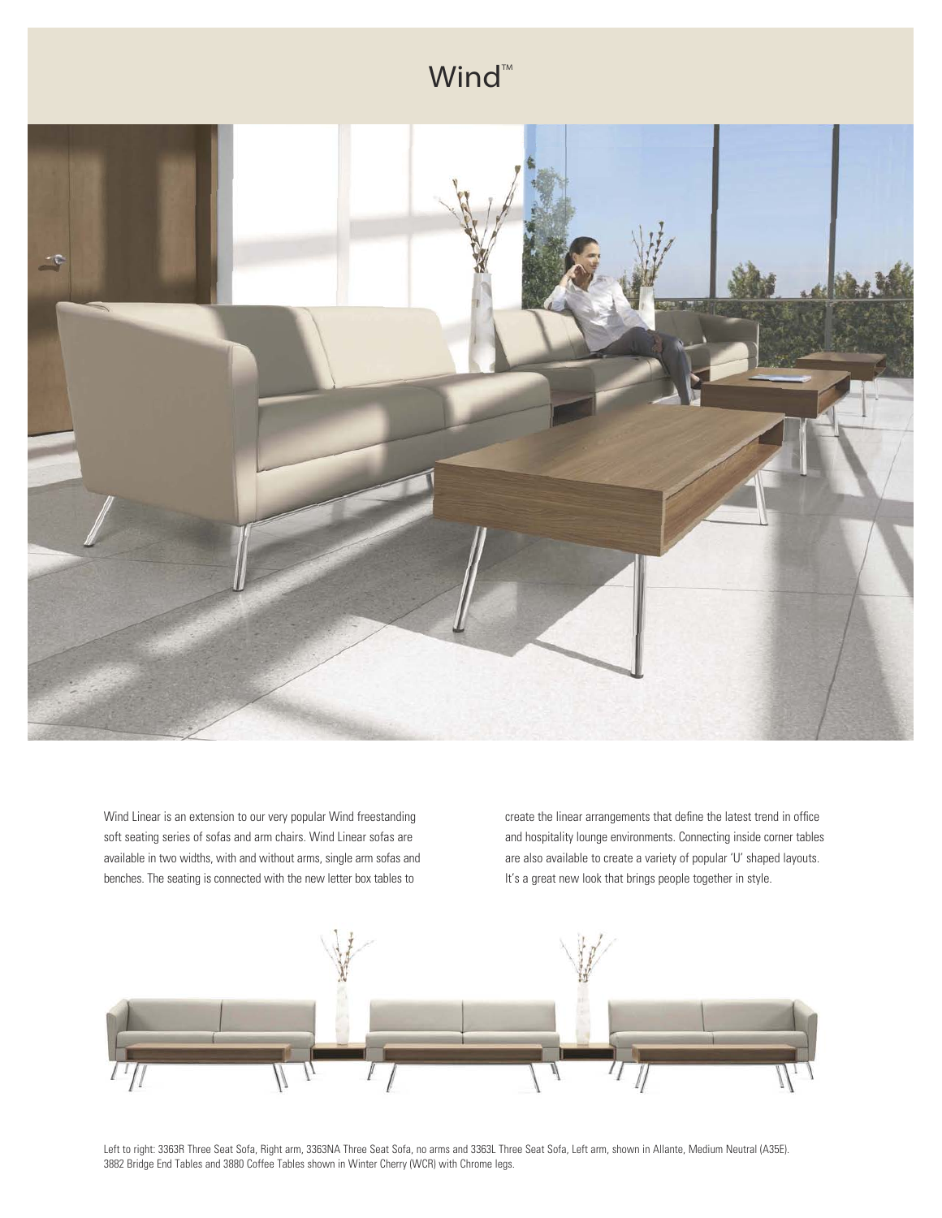# Wind™

Wind Linear is an extension to our very popular Wind freestanding soft seating series of sofas and arm chairs. Wind Linear sofas are available in two widths, with and without arms, single arm sofas and benches. The seating is connected with the new letter box tables to create the linear arrangements that define the latest trend in office and hospitality lounge environments. Connecting inside corner tables are also available to create a variety of popular 'U' shaped layouts. It's a great new look that brings people together in style.

Left to right: 3363R Three Seat Sofa, Right arm, 3363NA Three Seat Sofa, no arms and 3363L Three Seat Sofa, Left arm, shown in Allante, Medium Neutral (A35E). 3882 Bridge End Tables and 3880 Coffee Tables shown in Winter Cherry (WCR) with Chrome legs.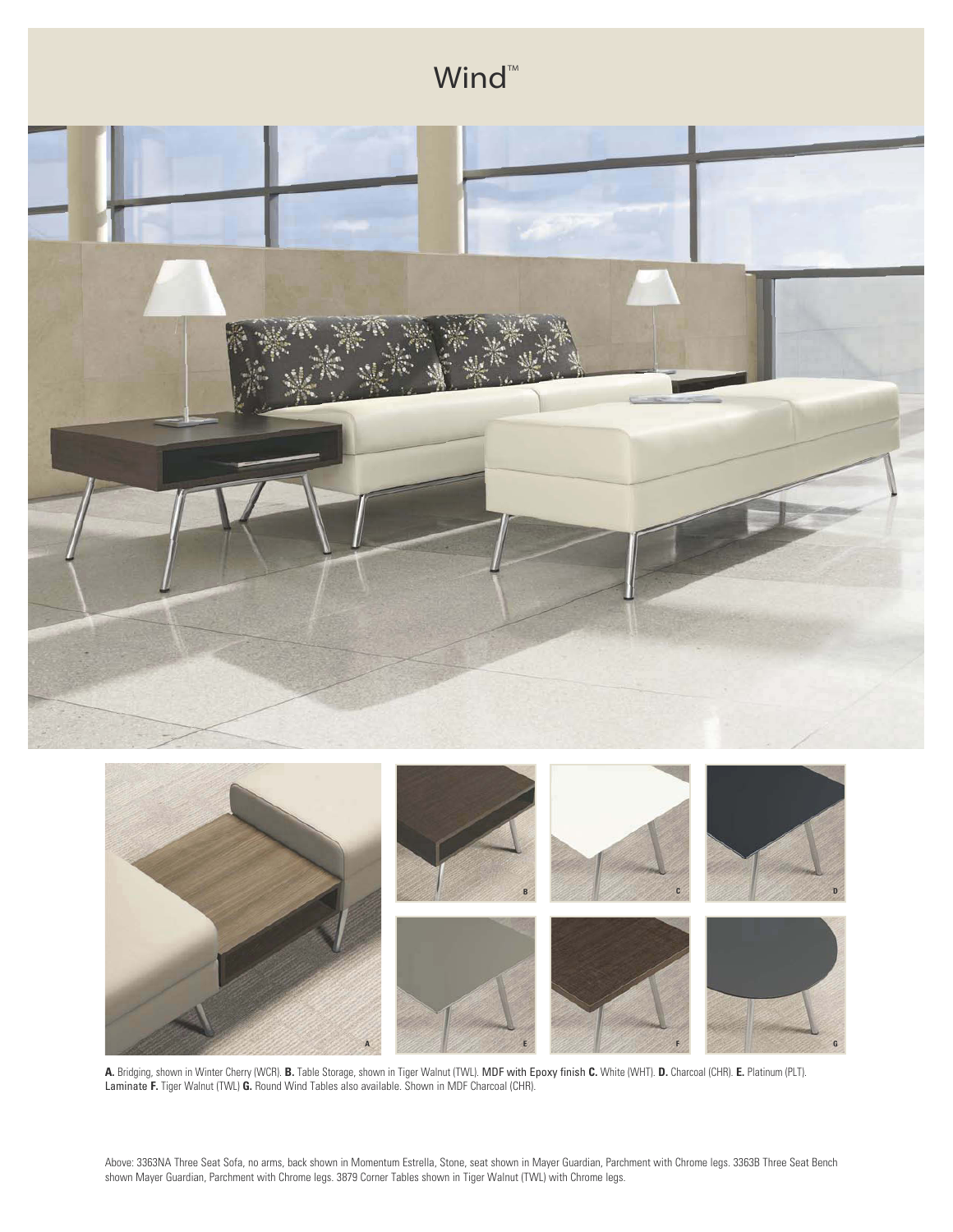# Wind™

**A.** Bridging, shown in Winter Cherry (WCR). **B.** Table Storage, shown in Tiger Walnut (TWL). MDF with Epoxy finish **C.** White (WHT). **D.** Charcoal (CHR). **E.** Platinum (PLT). Laminate **F.** Tiger Walnut (TWL) **G.** Round Wind Tables also available. Shown in MDF Charcoal (CHR).

Above: 3363NA Three Seat Sofa, no arms, back shown in Momentum Estrella, Stone, seat shown in Mayer Guardian, Parchment with Chrome legs. 3363B Three Seat Bench shown Mayer Guardian, Parchment with Chrome legs. 3879 Corner Tables shown in Tiger Walnut (TWL) with Chrome legs.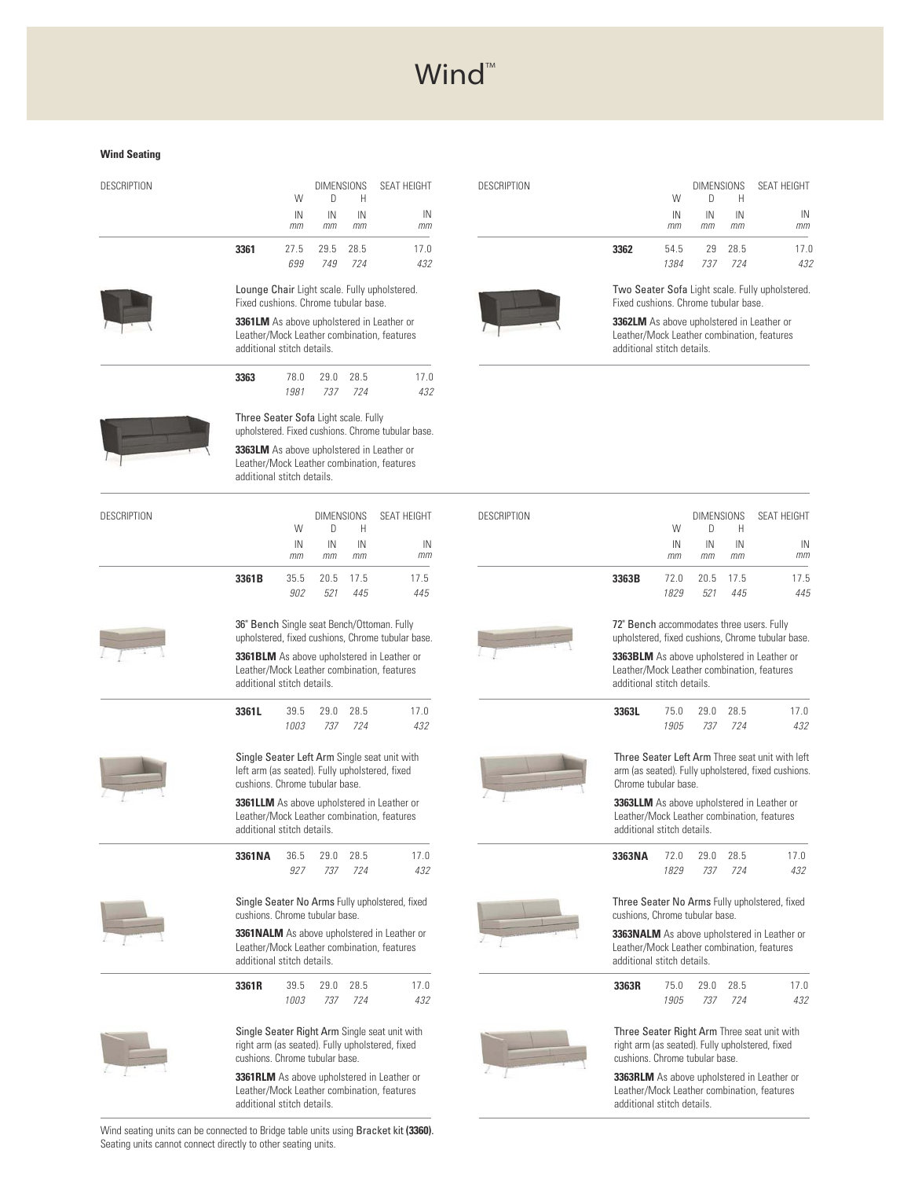# Wind™

**Wind Seating**

| DESCRIPTION | | W | D | H | SEAT HEIGHT |
|---|---|---|---|---|---|
| | | IN / *mm* | IN / *mm* | IN / *mm* | IN / *mm* |
| | **3361** | 27.5 / *699* | 29.5 / *749* | 28.5 / *724* | 17.0 / *432* |

**Lounge Chair** Light scale. Fully upholstered. Fixed cushions. Chrome tubular base.

**3361LM** As above upholstered in Leather or Leather/Mock Leather combination, features additional stitch details.

| DESCRIPTION | | W | D | H | SEAT HEIGHT |
|---|---|---|---|---|---|
| | | IN / *mm* | IN / *mm* | IN / *mm* | IN / *mm* |
| | **3363** | 78.0 / *1981* | 29.0 / *737* | 28.5 / *724* | 17.0 / *432* |

**Three Seater Sofa** Light scale. Fully upholstered. Fixed cushions. Chrome tubular base.

**3363LM** As above upholstered in Leather or Leather/Mock Leather combination, features additional stitch details.

| DESCRIPTION | | W | D | H | SEAT HEIGHT |
|---|---|---|---|---|---|
| | | IN / *mm* | IN / *mm* | IN / *mm* | IN / *mm* |
| | **3362** | 54.5 / *1384* | 29 / *737* | 28.5 / *724* | 17.0 / *432* |

**Two Seater Sofa** Light scale. Fully upholstered. Fixed cushions. Chrome tubular base.

**3362LM** As above upholstered in Leather or Leather/Mock Leather combination, features additional stitch details.

| DESCRIPTION | | W | D | H | SEAT HEIGHT |
|---|---|---|---|---|---|
| | | IN / *mm* | IN / *mm* | IN / *mm* | IN / *mm* |
| | **3361B** | 35.5 / *902* | 20.5 / *521* | 17.5 / *445* | 17.5 / *445* |

**36" Bench** Single seat Bench/Ottoman. Fully upholstered, fixed cushions, Chrome tubular base.

**3361BLM** As above upholstered in Leather or Leather/Mock Leather combination, features additional stitch details.

| | **3361L** | 39.5 / *1003* | 29.0 / *737* | 28.5 / *724* | 17.0 / *432* |
|---|---|---|---|---|---|

**Single Seater Left Arm** Single seat unit with left arm (as seated). Fully upholstered, fixed cushions. Chrome tubular base.

**3361LLM** As above upholstered in Leather or Leather/Mock Leather combination, features additional stitch details.

| | **3361NA** | 36.5 / *927* | 29.0 / *737* | 28.5 / *724* | 17.0 / *432* |
|---|---|---|---|---|---|

**Single Seater No Arms** Fully upholstered, fixed cushions. Chrome tubular base.

**3361NALM** As above upholstered in Leather or Leather/Mock Leather combination, features additional stitch details.

| | **3361R** | 39.5 / *1003* | 29.0 / *737* | 28.5 / *724* | 17.0 / *432* |
|---|---|---|---|---|---|

**Single Seater Right Arm** Single seat unit with right arm (as seated). Fully upholstered, fixed cushions. Chrome tubular base.

**3361RLM** As above upholstered in Leather or Leather/Mock Leather combination, features additional stitch details.

| DESCRIPTION | | W | D | H | SEAT HEIGHT |
|---|---|---|---|---|---|
| | | IN / *mm* | IN / *mm* | IN / *mm* | IN / *mm* |
| | **3363B** | 72.0 / *1829* | 20.5 / *521* | 17.5 / *445* | 17.5 / *445* |

**72" Bench** accommodates three users. Fully upholstered, fixed cushions, Chrome tubular base.

**3363BLM** As above upholstered in Leather or Leather/Mock Leather combination, features additional stitch details.

| | **3363L** | 75.0 / *1905* | 29.0 / *737* | 28.5 / *724* | 17.0 / *432* |
|---|---|---|---|---|---|

**Three Seater Left Arm** Three seat unit with left arm (as seated). Fully upholstered, fixed cushions. Chrome tubular base.

**3363LLM** As above upholstered in Leather or Leather/Mock Leather combination, features additional stitch details.

| | **3363NA** | 72.0 / *1829* | 29.0 / *737* | 28.5 / *724* | 17.0 / *432* |
|---|---|---|---|---|---|

**Three Seater No Arms** Fully upholstered, fixed cushions, Chrome tubular base.

**3363NALM** As above upholstered in Leather or Leather/Mock Leather combination, features additional stitch details.

| | **3363R** | 75.0 / *1905* | 29.0 / *737* | 28.5 / *724* | 17.0 / *432* |
|---|---|---|---|---|---|

**Three Seater Right Arm** Three seat unit with right arm (as seated). Fully upholstered, fixed cushions. Chrome tubular base.

**3363RLM** As above upholstered in Leather or Leather/Mock Leather combination, features additional stitch details.

Wind seating units can be connected to Bridge table units using **Bracket kit (3360)**. Seating units cannot connect directly to other seating units.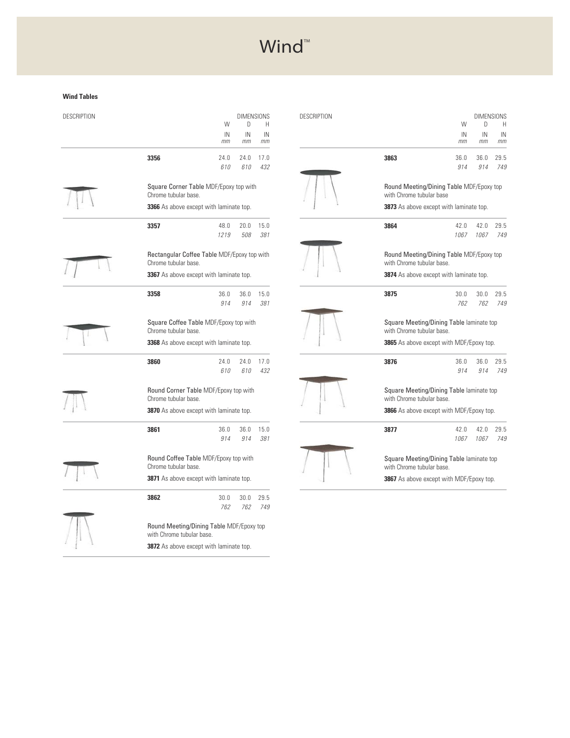# Wind™

**Wind Tables**

| DESCRIPTION | W IN (mm) | D IN (mm) | H IN (mm) |
|---|---|---|---|
| **3356** Square Corner Table MDF/Epoxy top with Chrome tubular base. **3366** As above except with laminate top. | 24.0 (610) | 24.0 (610) | 17.0 (432) |
| **3357** Rectangular Coffee Table MDF/Epoxy top with Chrome tubular base. **3367** As above except with laminate top. | 48.0 (1219) | 20.0 (508) | 15.0 (381) |
| **3358** Square Coffee Table MDF/Epoxy top with Chrome tubular base. **3368** As above except with laminate top. | 36.0 (914) | 36.0 (914) | 15.0 (381) |
| **3860** Round Corner Table MDF/Epoxy top with Chrome tubular base. **3870** As above except with laminate top. | 24.0 (610) | 24.0 (610) | 17.0 (432) |
| **3861** Round Coffee Table MDF/Epoxy top with Chrome tubular base. **3871** As above except with laminate top. | 36.0 (914) | 36.0 (914) | 15.0 (381) |
| **3862** Round Meeting/Dining Table MDF/Epoxy top with Chrome tubular base. **3872** As above except with laminate top. | 30.0 (762) | 30.0 (762) | 29.5 (749) |
| **3863** Round Meeting/Dining Table MDF/Epoxy top with Chrome tubular base **3873** As above except with laminate top. | 36.0 (914) | 36.0 (914) | 29.5 (749) |
| **3864** Round Meeting/Dining Table MDF/Epoxy top with Chrome tubular base. **3874** As above except with laminate top. | 42.0 (1067) | 42.0 (1067) | 29.5 (749) |
| **3875** Square Meeting/Dining Table laminate top with Chrome tubular base. **3865** As above except with MDF/Epoxy top. | 30.0 (762) | 30.0 (762) | 29.5 (749) |
| **3876** Square Meeting/Dining Table laminate top with Chrome tubular base. **3866** As above except with MDF/Epoxy top. | 36.0 (914) | 36.0 (914) | 29.5 (749) |
| **3877** Square Meeting/Dining Table laminate top with Chrome tubular base. **3867** As above except with MDF/Epoxy top. | 42.0 (1067) | 42.0 (1067) | 29.5 (749) |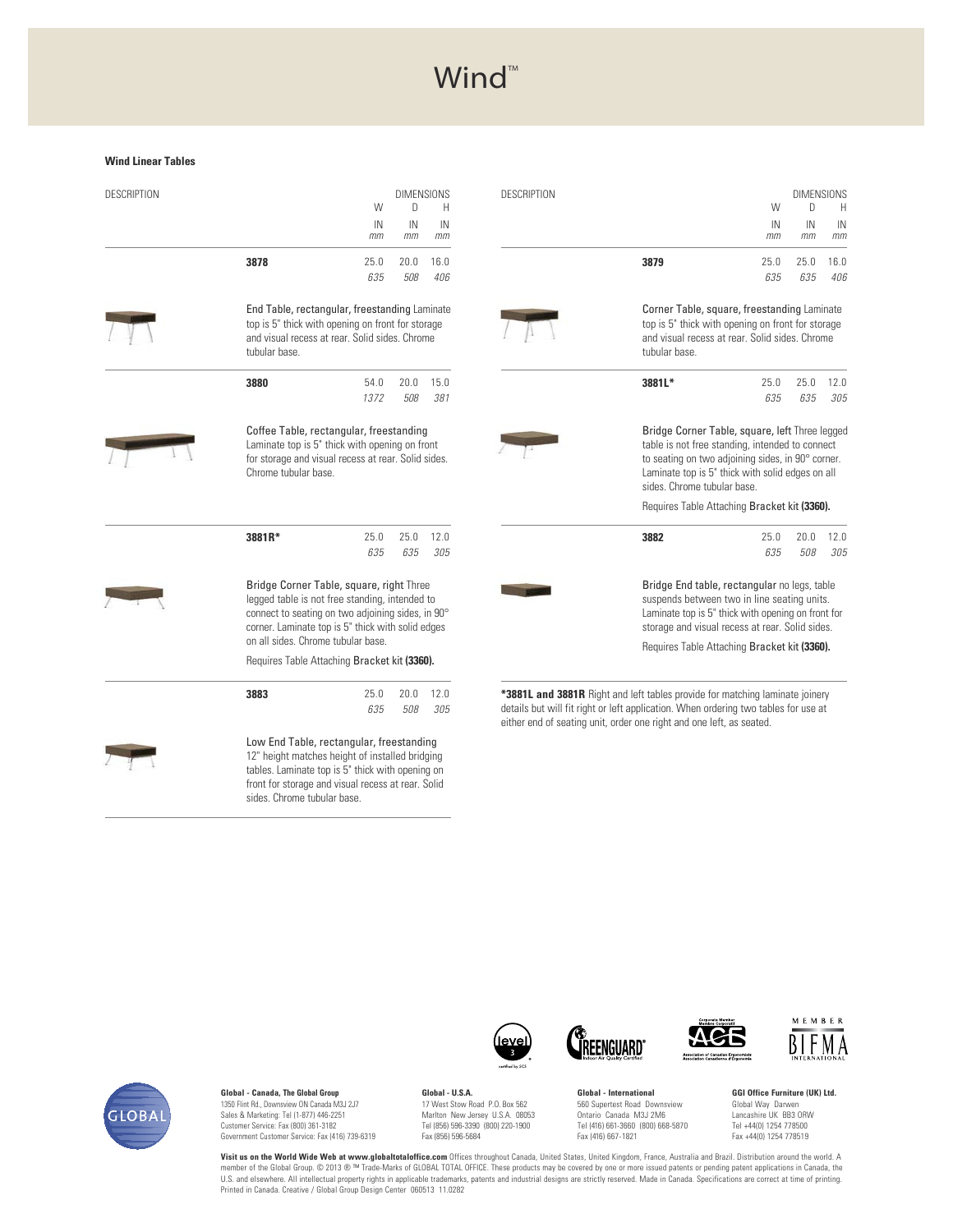# Wind™

**Wind Linear Tables**

| DESCRIPTION | W IN (mm) | D IN (mm) | H IN (mm) |
|---|---|---|---|
| **3878** | 25.0 (635) | 20.0 (508) | 16.0 (406) |
| **3879** | 25.0 (635) | 25.0 (635) | 16.0 (406) |
| **3880** | 54.0 (1372) | 20.0 (508) | 15.0 (381) |
| **3881L*** | 25.0 (635) | 25.0 (635) | 12.0 (305) |
| **3881R*** | 25.0 (635) | 25.0 (635) | 12.0 (305) |
| **3882** | 25.0 (635) | 20.0 (508) | 12.0 (305) |
| **3883** | 25.0 (635) | 20.0 (508) | 12.0 (305) |

**3878**
End Table, rectangular, freestanding Laminate top is 5" thick with opening on front for storage and visual recess at rear. Solid sides. Chrome tubular base.

**3879**
Corner Table, square, freestanding Laminate top is 5" thick with opening on front for storage and visual recess at rear. Solid sides. Chrome tubular base.

**3880**
Coffee Table, rectangular, freestanding Laminate top is 5" thick with opening on front for storage and visual recess at rear. Solid sides. Chrome tubular base.

**3881L***
Bridge Corner Table, square, left Three legged table is not free standing, intended to connect to seating on two adjoining sides, in 90° corner. Laminate top is 5" thick with solid edges on all sides. Chrome tubular base.

Requires Table Attaching Bracket kit **(3360).**

**3881R***
Bridge Corner Table, square, right Three legged table is not free standing, intended to connect to seating on two adjoining sides, in 90° corner. Laminate top is 5" thick with solid edges on all sides. Chrome tubular base.

Requires Table Attaching Bracket kit **(3360).**

**3882**
Bridge End table, rectangular no legs, table suspends between two in line seating units. Laminate top is 5" thick with opening on front for storage and visual recess at rear. Solid sides.

Requires Table Attaching Bracket kit **(3360).**

**3883**
Low End Table, rectangular, freestanding 12" height matches height of installed bridging tables. Laminate top is 5" thick with opening on front for storage and visual recess at rear. Solid sides. Chrome tubular base.

**\*3881L and 3881R** Right and left tables provide for matching laminate joinery details but will fit right or left application. When ordering two tables for use at either end of seating unit, order one right and one left, as seated.

**Global - Canada, The Global Group**
1350 Flint Rd., Downsview ON Canada M3J 2J7
Sales & Marketing: Tel (1-877) 446-2251
Customer Service: Fax (800) 361-3182
Government Customer Service: Fax (416) 739-6319

**Global - U.S.A.**
17 West Stow Road P.O. Box 562
Marlton New Jersey U.S.A. 08053
Tel (856) 596-3390 (800) 220-1900
Fax (856) 596-5684

**Global - International**
560 Supertest Road Downsview
Ontario Canada M3J 2M6
Tel (416) 661-3660 (800) 668-5870
Fax (416) 667-1821

**GGI Office Furniture (UK) Ltd.**
Global Way Darwen
Lancashire UK BB3 0RW
Tel +44(0) 1254 778500
Fax +44(0) 1254 778519

**Visit us on the World Wide Web at www.globaltotaloffice.com** Offices throughout Canada, United States, United Kingdom, France, Australia and Brazil. Distribution around the world. A member of the Global Group. © 2013 ® ™ Trade-Marks of GLOBAL TOTAL OFFICE. These products may be covered by one or more issued patents or pending patent applications in Canada, the U.S. and elsewhere. All intellectual property rights in applicable trademarks, patents and industrial designs are strictly reserved. Made in Canada. Specifications are correct at time of printing. Printed in Canada. Creative / Global Group Design Center 060513 11.0282